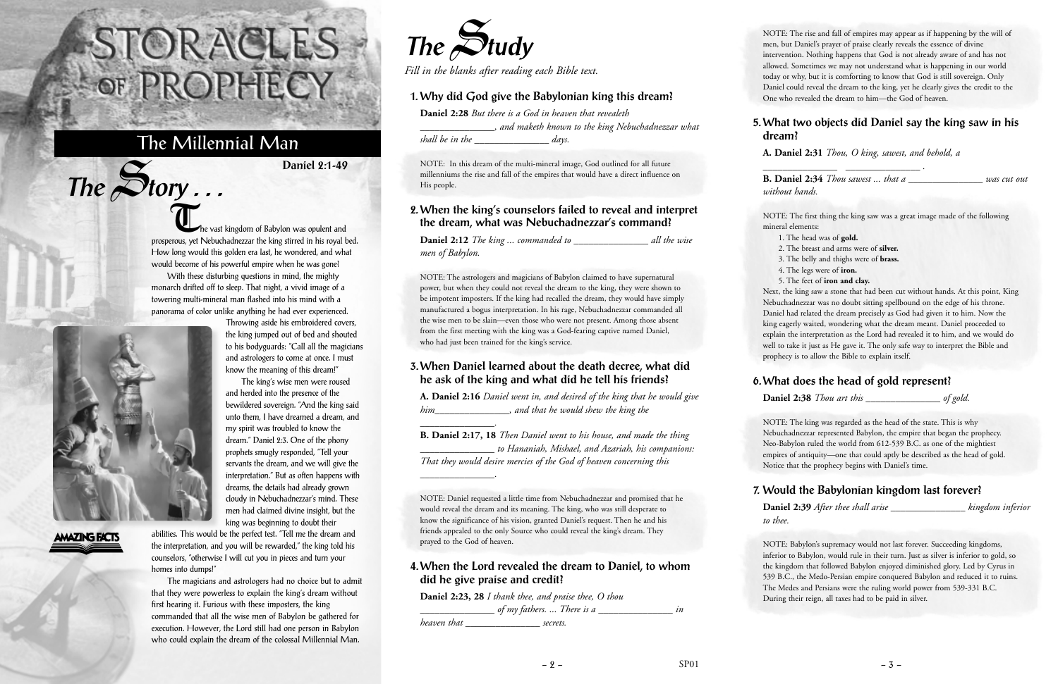# STORACLES OF PROPHECY

## The Millennial Man

**Daniel 2:1-49**

## The Story . . .

The vast kingdom of Babylon was opulent and prosperous, yet Nebuchadnezzar the king stirred in his royal bed. How long would this golden era last, he wondered, and what would become of his powerful empire when he was gone!

With these disturbing questions in mind, the mighty monarch drifted off to sleep. That night, a vivid image of a towering multi-mineral man flashed into his mind with a panorama of color unlike anything he had ever experienced.

Throwing aside his embroidered covers, the king jumped out of bed and shouted to his bodyguards: "Call all the magicians and astrologers to come at once. I must know the meaning of this dream!"

The king's wise men were roused and herded into the presence of the bewildered sovereign. "And the king said unto them, I have dreamed a dream, and my spirit was troubled to know the dream." Daniel 2:3. One of the phony prophets smugly responded, "Tell your servants the dream, and we will give the interpretation." But as often happens with dreams, the details had already grown cloudy in Nebuchadnezzar's mind. These men had claimed divine insight, but the king was beginning to doubt their abilities. This would be the perfect test. "Tell me the dream and the interpretation, and you will be rewarded," the king told his counselors, "otherwise I will cut you in pieces and turn your homes into dumps!"

The magicians and astrologers had no choice but to admit that they were powerless to explain the king's dream without first hearing it. Furious with these imposters, the king commanded that all the wise men of Babylon be gathered for execution. However, the Lord still had one person in Babylon who could explain the dream of the colossal Millennial Man.

## The Study

*Fill in the blanks after reading each Bible text.*

### 1. Why did God give the Babylonian king this dream?

**Daniel 2:28** *But there is a God in heaven that revealeth _______________, and maketh known to the king Nebuchadnezzar what shall be in the _______________ days.*

NOTE: In this dream of the multi-mineral image, God outlined for all future millenniums the rise and fall of the empires that would have a direct influence on His people.

### 2. When the king's counselors failed to reveal and interpret the dream, what was Nebuchadnezzar's command?

**Daniel 2:12** *The king ... commanded to _______________ all the wise men of Babylon.*

NOTE: The astrologers and magicians of Babylon claimed to have supernatural power, but when they could not reveal the dream to the king, they were shown to be impotent imposters. If the king had recalled the dream, they would have simply manufactured a bogus interpretation. In his rage, Nebuchadnezzar commanded all the wise men to be slain—even those who were not present. Among those absent from the first meeting with the king was a God-fearing captive named Daniel, who had just been trained for the king's service.

### 3. When Daniel learned about the death decree, what did he ask of the king and what did he tell his friends?

**A. Daniel 2:16** *Daniel went in, and desired of the king that he would give him_______________, and that he would shew the king the _______________.*

**B. Daniel 2:17, 18** *Then Daniel went to his house, and made the thing _______________ to Hananiah, Mishael, and Azariah, his companions: That they would desire mercies of the God of heaven concerning this _______________.*

NOTE: Daniel requested a little time from Nebuchadnezzar and promised that he would reveal the dream and its meaning. The king, who was still desperate to know the significance of his vision, granted Daniel's request. Then he and his friends appealed to the only Source who could reveal the king's dream. They prayed to the God of heaven.

### 4. When the Lord revealed the dream to Daniel, to whom did he give praise and credit?

**Daniel 2:23, 28** *I thank thee, and praise thee, O thou _______________ of my fathers. ... There is a _______________ in heaven that _______________ secrets.*

NOTE: The rise and fall of empires may appear as if happening by the will of men, but Daniel's prayer of praise clearly reveals the essence of divine intervention. Nothing happens that God is not already aware of and has not allowed. Sometimes we may not understand what is happening in our world today or why, but it is comforting to know that God is still sovereign. Only Daniel could reveal the dream to the king, yet he clearly gives the credit to the One who revealed the dream to him—the God of heaven.

### 5. What two objects did Daniel say the king saw in his dream?

**A. Daniel 2:31** *Thou, O king, sawest, and behold, a _______________ _______________ .*

**B. Daniel 2:34** *Thou sawest ... that a _______________ was cut out without hands.*

NOTE: The first thing the king saw was a great image made of the following mineral elements:

1. The head was of **gold.**
2. The breast and arms were of **silver.**
3. The belly and thighs were of **brass.**
4. The legs were of **iron.**
5. The feet of **iron and clay.**

Next, the king saw a stone that had been cut out without hands. At this point, King Nebuchadnezzar was no doubt sitting spellbound on the edge of his throne. Daniel had related the dream precisely as God had given it to him. Now the king eagerly waited, wondering what the dream meant. Daniel proceeded to explain the interpretation as the Lord had revealed it to him, and we would do well to take it just as He gave it. The only safe way to interpret the Bible and prophecy is to allow the Bible to explain itself.

### 6. What does the head of gold represent?

**Daniel 2:38** *Thou art this _______________ of gold.*

NOTE: The king was regarded as the head of the state. This is why Nebuchadnezzar represented Babylon, the empire that began the prophecy. Neo-Babylon ruled the world from 612-539 B.C. as one of the mightiest empires of antiquity—one that could aptly be described as the head of gold. Notice that the prophecy begins with Daniel's time.

### 7. Would the Babylonian kingdom last forever?

**Daniel 2:39** *After thee shall arise _______________ kingdom inferior to thee.*

NOTE: Babylon's supremacy would not last forever. Succeeding kingdoms, inferior to Babylon, would rule in their turn. Just as silver is inferior to gold, so the kingdom that followed Babylon enjoyed diminished glory. Led by Cyrus in 539 B.C., the Medo-Persian empire conquered Babylon and reduced it to ruins. The Medes and Persians were the ruling world power from 539-331 B.C. During their reign, all taxes had to be paid in silver.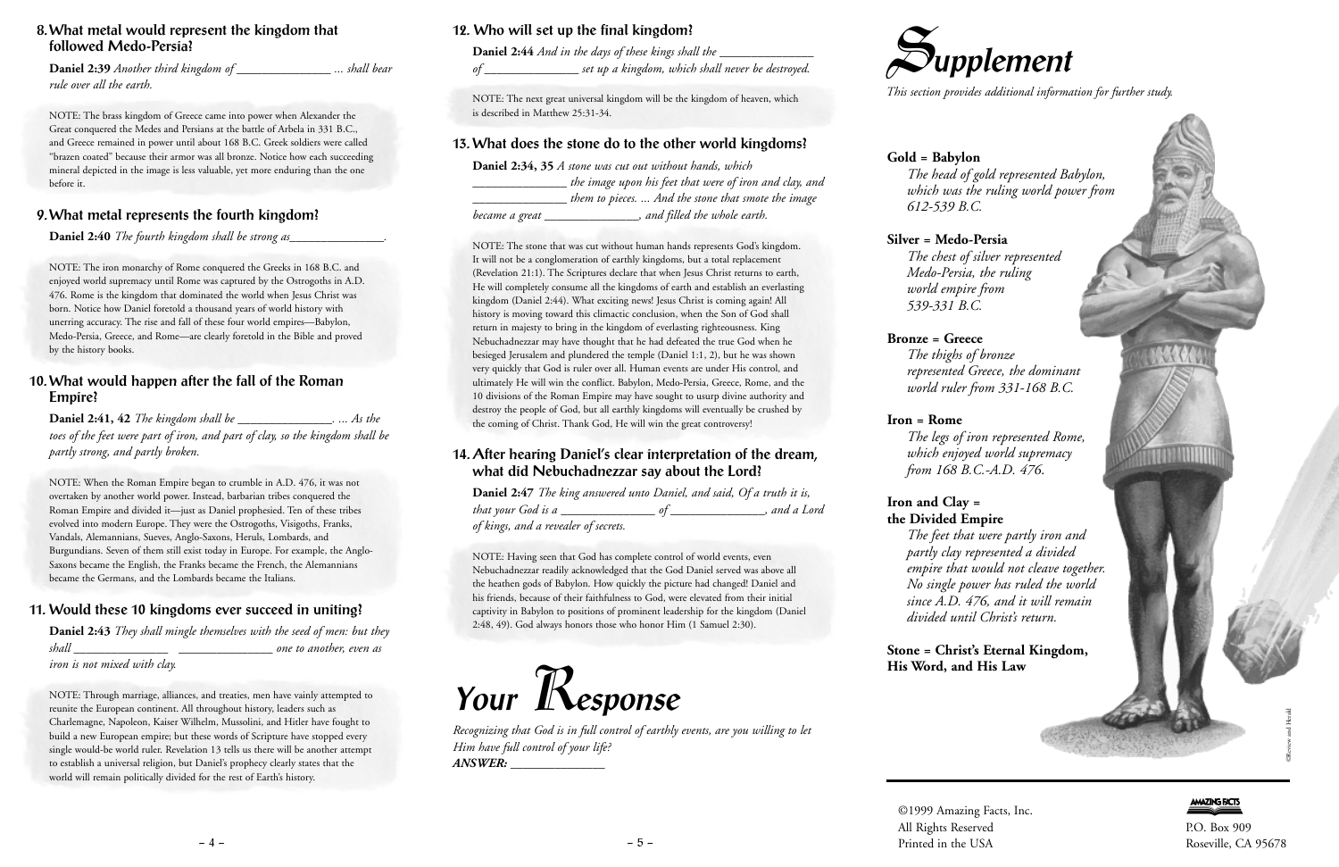### 8. What metal would represent the kingdom that followed Medo-Persia?

**Daniel 2:39** *Another third kingdom of _______________ ... shall bear rule over all the earth.*

NOTE: The brass kingdom of Greece came into power when Alexander the Great conquered the Medes and Persians at the battle of Arbela in 331 B.C., and Greece remained in power until about 168 B.C. Greek soldiers were called "brazen coated" because their armor was all bronze. Notice how each succeeding mineral depicted in the image is less valuable, yet more enduring than the one before it.

### 9. What metal represents the fourth kingdom?

**Daniel 2:40** *The fourth kingdom shall be strong as_______________.*

NOTE: The iron monarchy of Rome conquered the Greeks in 168 B.C. and enjoyed world supremacy until Rome was captured by the Ostrogoths in A.D. 476. Rome is the kingdom that dominated the world when Jesus Christ was born. Notice how Daniel foretold a thousand years of world history with unerring accuracy. The rise and fall of these four world empires—Babylon, Medo-Persia, Greece, and Rome—are clearly foretold in the Bible and proved by the history books.

### 10. What would happen after the fall of the Roman Empire?

**Daniel 2:41, 42** *The kingdom shall be _______________. ... As the toes of the feet were part of iron, and part of clay, so the kingdom shall be partly strong, and partly broken.*

NOTE: When the Roman Empire began to crumble in A.D. 476, it was not overtaken by another world power. Instead, barbarian tribes conquered the Roman Empire and divided it—just as Daniel prophesied. Ten of these tribes evolved into modern Europe. They were the Ostrogoths, Visigoths, Franks, Vandals, Alemannians, Sueves, Anglo-Saxons, Heruls, Lombards, and Burgundians. Seven of them still exist today in Europe. For example, the Anglo-Saxons became the English, the Franks became the French, the Alemannians became the Germans, and the Lombards became the Italians.

### 11. Would these 10 kingdoms ever succeed in uniting?

**Daniel 2:43** *They shall mingle themselves with the seed of men: but they shall _______________ _______________ one to another, even as iron is not mixed with clay.*

NOTE: Through marriage, alliances, and treaties, men have vainly attempted to reunite the European continent. All throughout history, leaders such as Charlemagne, Napoleon, Kaiser Wilhelm, Mussolini, and Hitler have fought to build a new European empire; but these words of Scripture have stopped every single would-be world ruler. Revelation 13 tells us there will be another attempt to establish a universal religion, but Daniel's prophecy clearly states that the world will remain politically divided for the rest of Earth's history.

### 12. Who will set up the final kingdom?

**Daniel 2:44** *And in the days of these kings shall the _______________ of _______________ set up a kingdom, which shall never be destroyed.*

NOTE: The next great universal kingdom will be the kingdom of heaven, which is described in Matthew 25:31-34.

### 13. What does the stone do to the other world kingdoms?

**Daniel 2:34, 35** *A stone was cut out without hands, which _______________ the image upon his feet that were of iron and clay, and _______________ them to pieces. ... And the stone that smote the image became a great _______________, and filled the whole earth.*

NOTE: The stone that was cut without human hands represents God's kingdom. It will not be a conglomeration of earthly kingdoms, but a total replacement (Revelation 21:1). The Scriptures declare that when Jesus Christ returns to earth, He will completely consume all the kingdoms of earth and establish an everlasting kingdom (Daniel 2:44). What exciting news! Jesus Christ is coming again! All history is moving toward this climactic conclusion, when the Son of God shall return in majesty to bring in the kingdom of everlasting righteousness. King Nebuchadnezzar may have thought that he had defeated the true God when he besieged Jerusalem and plundered the temple (Daniel 1:1, 2), but he was shown very quickly that God is ruler over all. Human events are under His control, and ultimately He will win the conflict. Babylon, Medo-Persia, Greece, Rome, and the 10 divisions of the Roman Empire may have sought to usurp divine authority and destroy the people of God, but all earthly kingdoms will eventually be crushed by the coming of Christ. Thank God, He will win the great controversy!

### 14. After hearing Daniel's clear interpretation of the dream, what did Nebuchadnezzar say about the Lord?

**Daniel 2:47** *The king answered unto Daniel, and said, Of a truth it is, that your God is a _______________ of _______________, and a Lord of kings, and a revealer of secrets.*

NOTE: Having seen that God has complete control of world events, even Nebuchadnezzar readily acknowledged that the God Daniel served was above all the heathen gods of Babylon. How quickly the picture had changed! Daniel and his friends, because of their faithfulness to God, were elevated from their initial captivity in Babylon to positions of prominent leadership for the kingdom (Daniel 2:48, 49). God always honors those who honor Him (1 Samuel 2:30).

## Your Response

*Recognizing that God is in full control of earthly events, are you willing to let Him have full control of your life?*
***ANSWER:*** _______________

# Supplement

*This section provides additional information for further study.*

**Gold = Babylon**
*The head of gold represented Babylon, which was the ruling world power from 612-539 B.C.*

**Silver = Medo-Persia**
*The chest of silver represented Medo-Persia, the ruling world empire from 539-331 B.C.*

**Bronze = Greece**
*The thighs of bronze represented Greece, the dominant world ruler from 331-168 B.C.*

**Iron = Rome**
*The legs of iron represented Rome, which enjoyed world supremacy from 168 B.C.-A.D. 476.*

**Iron and Clay = the Divided Empire**
*The feet that were partly iron and partly clay represented a divided empire that would not cleave together. No single power has ruled the world since A.D. 476, and it will remain divided until Christ's return.*

**Stone = Christ's Eternal Kingdom, His Word, and His Law**

©Review and Herald

©1999 Amazing Facts, Inc.
All Rights Reserved
Printed in the USA

AMAZING FACTS
P.O. Box 909
Roseville, CA 95678